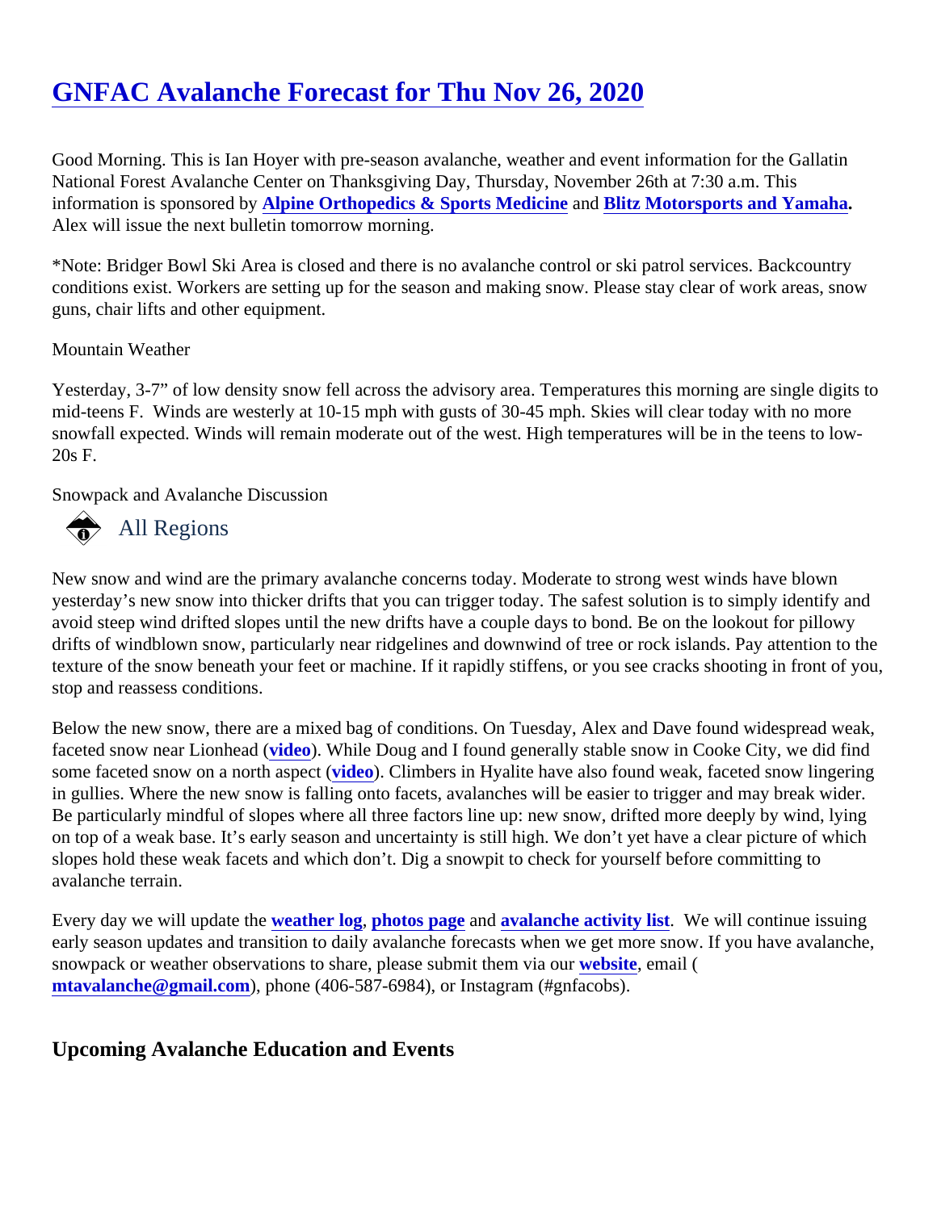# GNFAC Avalanche Forecast for Thu Nov 26, 2020

Good Morning. This is Ian Hoyer with pre-season avalanche, weather and event information for the Gallatin National Forest Avalanche Center on Thanksgiving Day, Thursday, November 26th at 7:30 a.m. This information is sponsored by **Alpine Orthopedics & Sports Medicine** and **Blitz Motorsports and Yamaha**. Alex will issue the next bulletin tomorrow morning.

*Note: Bridger Bowl Ski Area is closed and there is no avalanche control or ski patrol services. Backcountry conditions exist. Workers are setting up for the season and making snow. Please stay clear of work areas, snow guns, chair lifts and other equipment.

Mountain Weather

Yesterday, 3-7" of low density snow fell across the advisory area. Temperatures this morning are single digits to mid-teens F. Winds are westerly at 10-15 mph with gusts of 30-45 mph. Skies will clear today with no more snowfall expected. Winds will remain moderate out of the west. High temperatures will be in the teens to low-20s F.

Snowpack and Avalanche Discussion

## All Regions

New snow and wind are the primary avalanche concerns today. Moderate to strong west winds have blown yesterday's new snow into thicker drifts that you can trigger today. The safest solution is to simply identify and avoid steep wind drifted slopes until the new drifts have a couple days to bond. Be on the lookout for pillowy drifts of windblown snow, particularly near ridgelines and downwind of tree or rock islands. Pay attention to the texture of the snow beneath your feet or machine. If it rapidly stiffens, or you see cracks shooting in front of you, stop and reassess conditions.

Below the new snow, there are a mixed bag of conditions. On Tuesday, Alex and Dave found widespread weak, faceted snow near Lionhead (video). While Doug and I found generally stable snow in Cooke City, we did find some faceted snow on a north aspect (video). Climbers in Hyalite have also found weak, faceted snow lingering in gullies. Where the new snow is falling onto facets, avalanches will be easier to trigger and may break wider. Be particularly mindful of slopes where all three factors line up: new snow, drifted more deeply by wind, lying on top of a weak base. It's early season and uncertainty is still high. We don't yet have a clear picture of which slopes hold these weak facets and which don't. Dig a snowpit to check for yourself before committing to avalanche terrain.

Every day we will update the **weather log**, **photos page** and **avalanche activity list**. We will continue issuing early season updates and transition to daily avalanche forecasts when we get more snow. If you have avalanche, snowpack or weather observations to share, please submit them via our **website**, email ( **mtavalanche@gmail.com**), phone (406-587-6984), or Instagram (#gnfacobs).

## Upcoming Avalanche Education and Events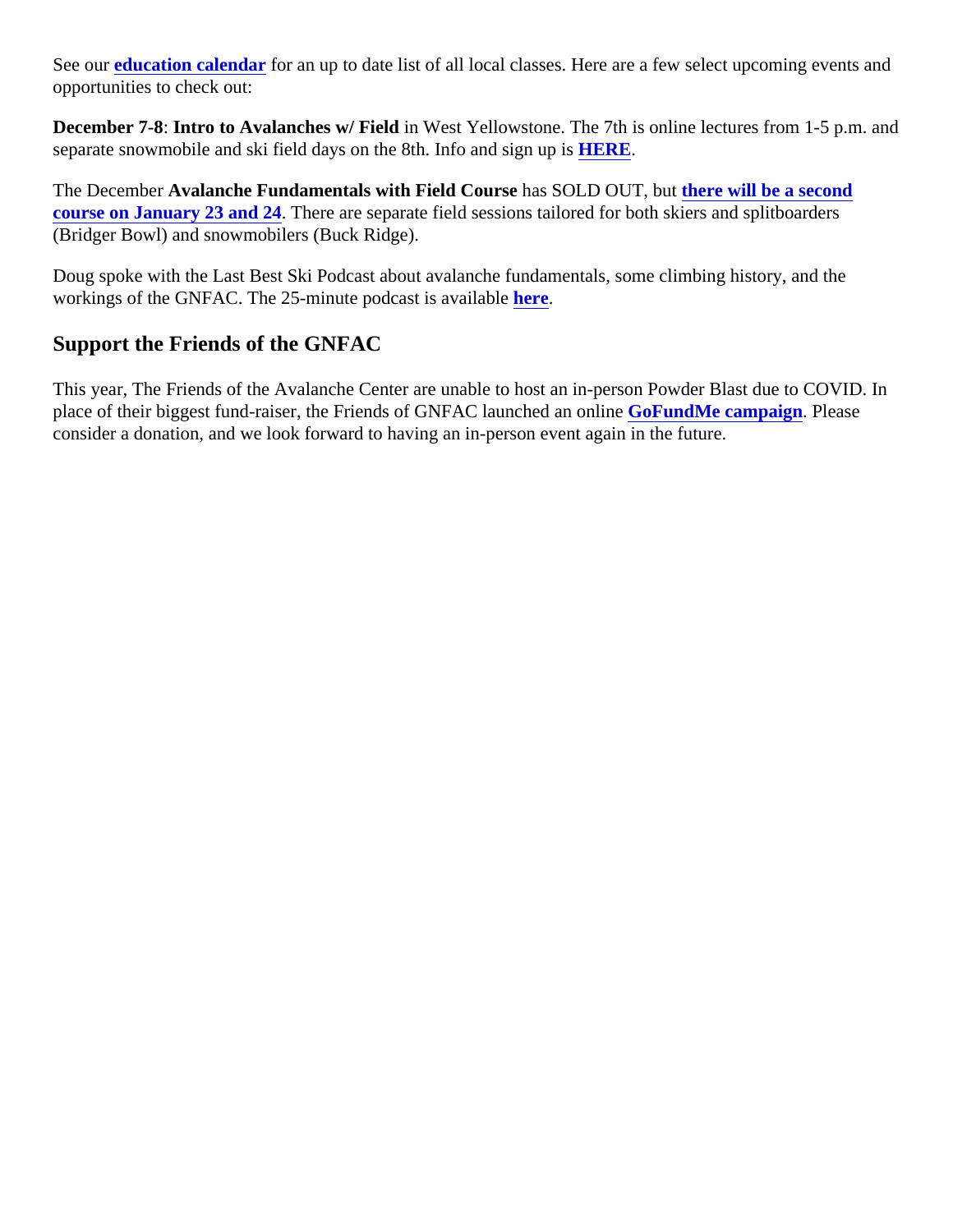See our **education calendar** for an up to date list of all local classes. Here are a few select upcoming events and opportunities to check out:

**December 7-8**: **Intro to Avalanches w/ Field** in West Yellowstone. The 7th is online lectures from 1-5 p.m. and separate snowmobile and ski field days on the 8th. Info and sign up is **HERE**.

The December **Avalanche Fundamentals with Field Course** has SOLD OUT, but **there will be a second course on January 23 and 24**. There are separate field sessions tailored for both skiers and splitboarders (Bridger Bowl) and snowmobilers (Buck Ridge).

Doug spoke with the Last Best Ski Podcast about avalanche fundamentals, some climbing history, and the workings of the GNFAC. The 25-minute podcast is available **here**.

## Support the Friends of the GNFAC

This year, The Friends of the Avalanche Center are unable to host an in-person Powder Blast due to COVID. In place of their biggest fund-raiser, the Friends of GNFAC launched an online **GoFundMe campaign**. Please consider a donation, and we look forward to having an in-person event again in the future.